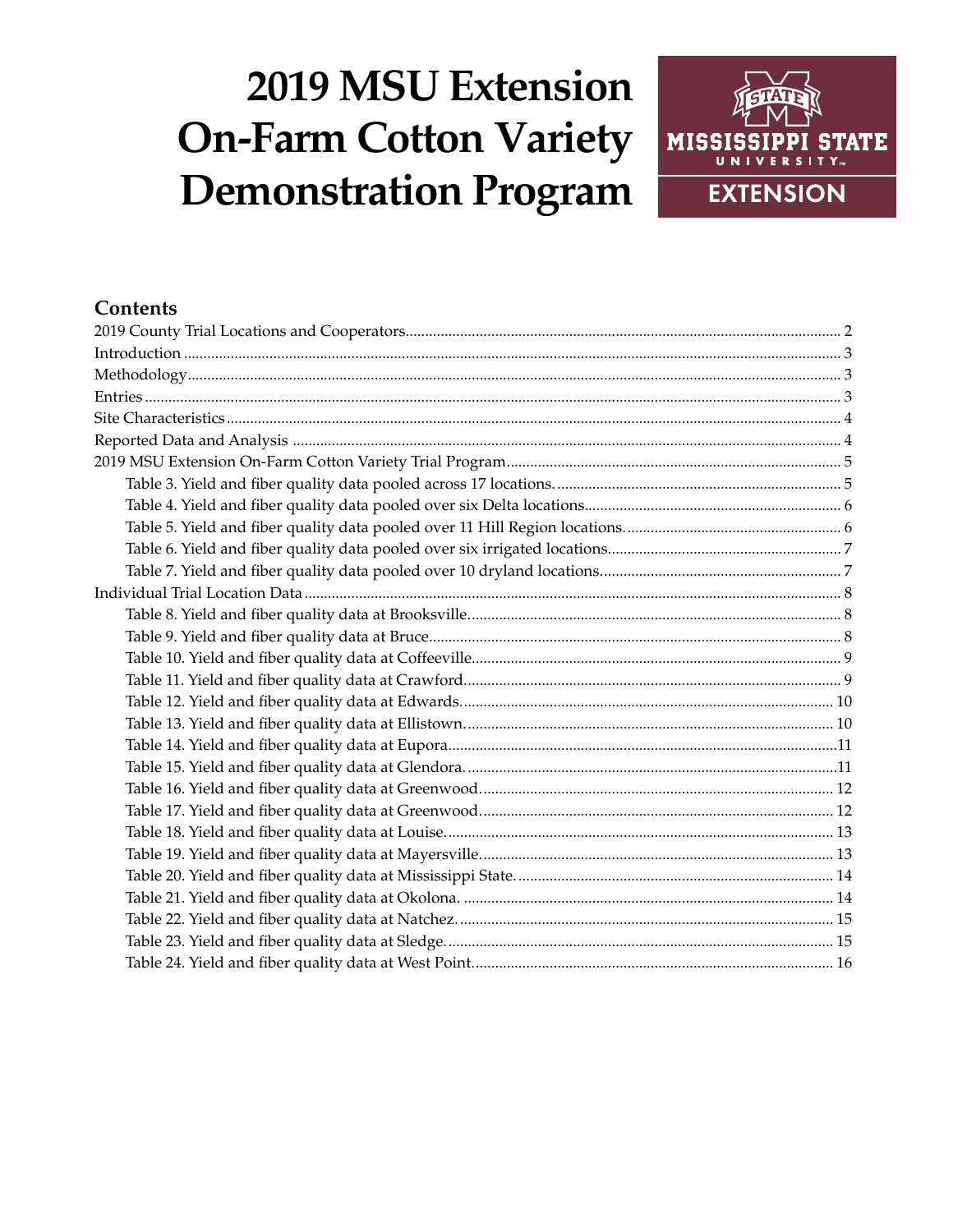# 2019 MSU Extension On-Farm Cotton Variety Demonstration Program

MISSISSIPPI STATE UNIVERSITY EXTENSION

## Contents

- 2019 County Trial Locations and Cooperators ........ 2
- Introduction ........ 3
- Methodology ........ 3
- Entries ........ 3
- Site Characteristics ........ 4
- Reported Data and Analysis ........ 4
- 2019 MSU Extension On-Farm Cotton Variety Trial Program ........ 5
  - Table 3. Yield and fiber quality data pooled across 17 locations. ........ 5
  - Table 4. Yield and fiber quality data pooled over six Delta locations ........ 6
  - Table 5. Yield and fiber quality data pooled over 11 Hill Region locations. ........ 6
  - Table 6. Yield and fiber quality data pooled over six irrigated locations ........ 7
  - Table 7. Yield and fiber quality data pooled over 10 dryland locations. ........ 7
- Individual Trial Location Data ........ 8
  - Table 8. Yield and fiber quality data at Brooksville. ........ 8
  - Table 9. Yield and fiber quality data at Bruce ........ 8
  - Table 10. Yield and fiber quality data at Coffeeville. ........ 9
  - Table 11. Yield and fiber quality data at Crawford. ........ 9
  - Table 12. Yield and fiber quality data at Edwards. ........ 10
  - Table 13. Yield and fiber quality data at Ellistown. ........ 10
  - Table 14. Yield and fiber quality data at Eupora ........ 11
  - Table 15. Yield and fiber quality data at Glendora. ........ 11
  - Table 16. Yield and fiber quality data at Greenwood. ........ 12
  - Table 17. Yield and fiber quality data at Greenwood. ........ 12
  - Table 18. Yield and fiber quality data at Louise. ........ 13
  - Table 19. Yield and fiber quality data at Mayersville. ........ 13
  - Table 20. Yield and fiber quality data at Mississippi State. ........ 14
  - Table 21. Yield and fiber quality data at Okolona. ........ 14
  - Table 22. Yield and fiber quality data at Natchez. ........ 15
  - Table 23. Yield and fiber quality data at Sledge. ........ 15
  - Table 24. Yield and fiber quality data at West Point. ........ 16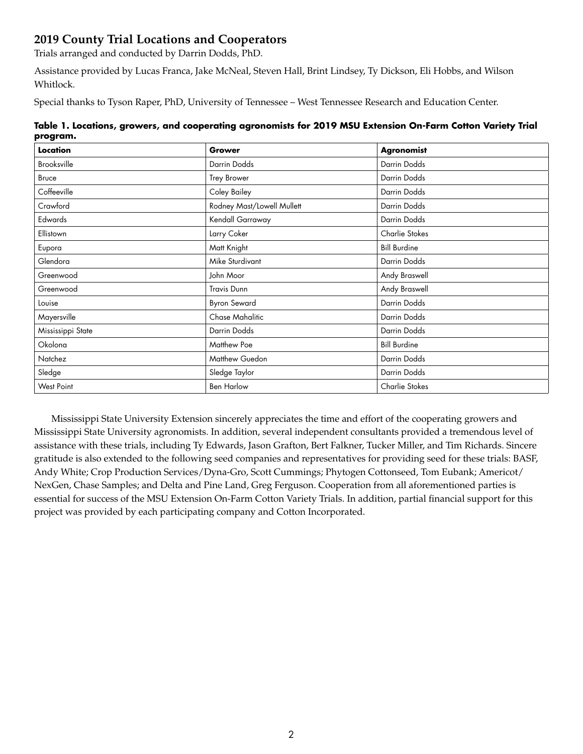## 2019 County Trial Locations and Cooperators

Trials arranged and conducted by Darrin Dodds, PhD.

Assistance provided by Lucas Franca, Jake McNeal, Steven Hall, Brint Lindsey, Ty Dickson, Eli Hobbs, and Wilson Whitlock.

Special thanks to Tyson Raper, PhD, University of Tennessee – West Tennessee Research and Education Center.

**Table 1. Locations, growers, and cooperating agronomists for 2019 MSU Extension On-Farm Cotton Variety Trial program.**

| Location | Grower | Agronomist |
|---|---|---|
| Brooksville | Darrin Dodds | Darrin Dodds |
| Bruce | Trey Brower | Darrin Dodds |
| Coffeeville | Coley Bailey | Darrin Dodds |
| Crawford | Rodney Mast/Lowell Mullett | Darrin Dodds |
| Edwards | Kendall Garraway | Darrin Dodds |
| Ellistown | Larry Coker | Charlie Stokes |
| Eupora | Matt Knight | Bill Burdine |
| Glendora | Mike Sturdivant | Darrin Dodds |
| Greenwood | John Moor | Andy Braswell |
| Greenwood | Travis Dunn | Andy Braswell |
| Louise | Byron Seward | Darrin Dodds |
| Mayersville | Chase Mahalitic | Darrin Dodds |
| Mississippi State | Darrin Dodds | Darrin Dodds |
| Okolona | Matthew Poe | Bill Burdine |
| Natchez | Matthew Guedon | Darrin Dodds |
| Sledge | Sledge Taylor | Darrin Dodds |
| West Point | Ben Harlow | Charlie Stokes |

Mississippi State University Extension sincerely appreciates the time and effort of the cooperating growers and Mississippi State University agronomists. In addition, several independent consultants provided a tremendous level of assistance with these trials, including Ty Edwards, Jason Grafton, Bert Falkner, Tucker Miller, and Tim Richards. Sincere gratitude is also extended to the following seed companies and representatives for providing seed for these trials: BASF, Andy White; Crop Production Services/Dyna-Gro, Scott Cummings; Phytogen Cottonseed, Tom Eubank; Americot/NexGen, Chase Samples; and Delta and Pine Land, Greg Ferguson. Cooperation from all aforementioned parties is essential for success of the MSU Extension On-Farm Cotton Variety Trials. In addition, partial financial support for this project was provided by each participating company and Cotton Incorporated.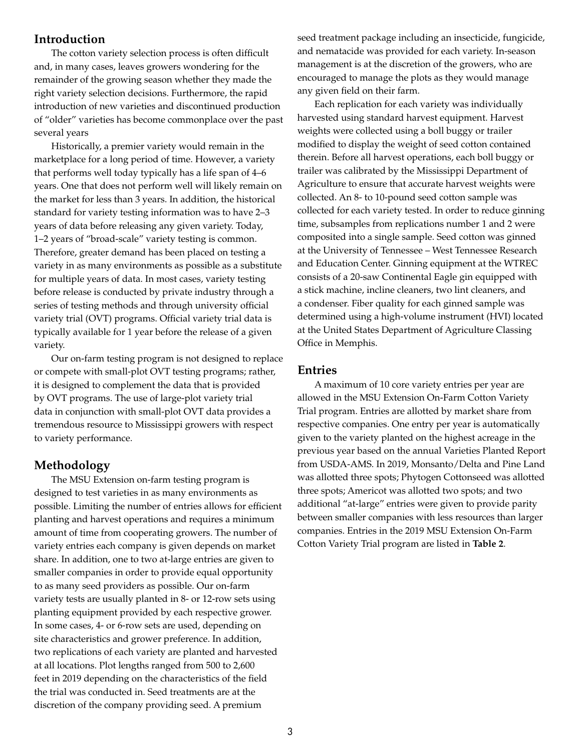## Introduction

The cotton variety selection process is often difficult and, in many cases, leaves growers wondering for the remainder of the growing season whether they made the right variety selection decisions. Furthermore, the rapid introduction of new varieties and discontinued production of "older" varieties has become commonplace over the past several years

Historically, a premier variety would remain in the marketplace for a long period of time. However, a variety that performs well today typically has a life span of 4–6 years. One that does not perform well will likely remain on the market for less than 3 years. In addition, the historical standard for variety testing information was to have 2–3 years of data before releasing any given variety. Today, 1–2 years of "broad-scale" variety testing is common. Therefore, greater demand has been placed on testing a variety in as many environments as possible as a substitute for multiple years of data. In most cases, variety testing before release is conducted by private industry through a series of testing methods and through university official variety trial (OVT) programs. Official variety trial data is typically available for 1 year before the release of a given variety.

Our on-farm testing program is not designed to replace or compete with small-plot OVT testing programs; rather, it is designed to complement the data that is provided by OVT programs. The use of large-plot variety trial data in conjunction with small-plot OVT data provides a tremendous resource to Mississippi growers with respect to variety performance.

## Methodology

The MSU Extension on-farm testing program is designed to test varieties in as many environments as possible. Limiting the number of entries allows for efficient planting and harvest operations and requires a minimum amount of time from cooperating growers. The number of variety entries each company is given depends on market share. In addition, one to two at-large entries are given to smaller companies in order to provide equal opportunity to as many seed providers as possible. Our on-farm variety tests are usually planted in 8- or 12-row sets using planting equipment provided by each respective grower. In some cases, 4- or 6-row sets are used, depending on site characteristics and grower preference. In addition, two replications of each variety are planted and harvested at all locations. Plot lengths ranged from 500 to 2,600 feet in 2019 depending on the characteristics of the field the trial was conducted in. Seed treatments are at the discretion of the company providing seed. A premium seed treatment package including an insecticide, fungicide, and nematacide was provided for each variety. In-season management is at the discretion of the growers, who are encouraged to manage the plots as they would manage any given field on their farm.

Each replication for each variety was individually harvested using standard harvest equipment. Harvest weights were collected using a boll buggy or trailer modified to display the weight of seed cotton contained therein. Before all harvest operations, each boll buggy or trailer was calibrated by the Mississippi Department of Agriculture to ensure that accurate harvest weights were collected. An 8- to 10-pound seed cotton sample was collected for each variety tested. In order to reduce ginning time, subsamples from replications number 1 and 2 were composited into a single sample. Seed cotton was ginned at the University of Tennessee – West Tennessee Research and Education Center. Ginning equipment at the WTREC consists of a 20-saw Continental Eagle gin equipped with a stick machine, incline cleaners, two lint cleaners, and a condenser. Fiber quality for each ginned sample was determined using a high-volume instrument (HVI) located at the United States Department of Agriculture Classing Office in Memphis.

## Entries

A maximum of 10 core variety entries per year are allowed in the MSU Extension On-Farm Cotton Variety Trial program. Entries are allotted by market share from respective companies. One entry per year is automatically given to the variety planted on the highest acreage in the previous year based on the annual Varieties Planted Report from USDA-AMS. In 2019, Monsanto/Delta and Pine Land was allotted three spots; Phytogen Cottonseed was allotted three spots; Americot was allotted two spots; and two additional "at-large" entries were given to provide parity between smaller companies with less resources than larger companies. Entries in the 2019 MSU Extension On-Farm Cotton Variety Trial program are listed in **Table 2**.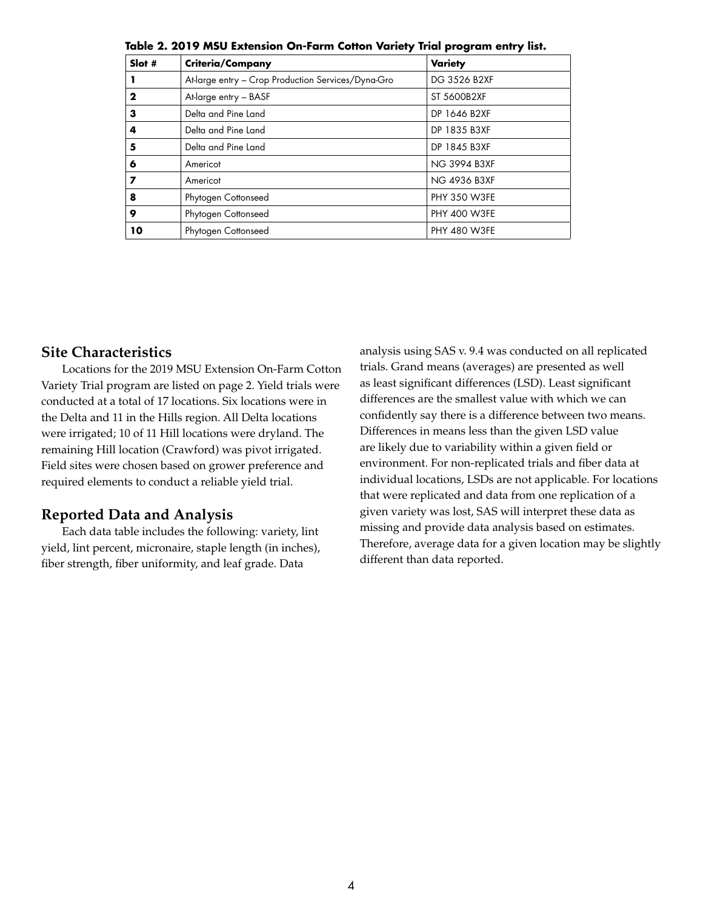**Table 2. 2019 MSU Extension On-Farm Cotton Variety Trial program entry list.**

| Slot # | Criteria/Company | Variety |
|---|---|---|
| **1** | At-large entry – Crop Production Services/Dyna-Gro | DG 3526 B2XF |
| **2** | At-large entry – BASF | ST 5600B2XF |
| **3** | Delta and Pine Land | DP 1646 B2XF |
| **4** | Delta and Pine Land | DP 1835 B3XF |
| **5** | Delta and Pine Land | DP 1845 B3XF |
| **6** | Americot | NG 3994 B3XF |
| **7** | Americot | NG 4936 B3XF |
| **8** | Phytogen Cottonseed | PHY 350 W3FE |
| **9** | Phytogen Cottonseed | PHY 400 W3FE |
| **10** | Phytogen Cottonseed | PHY 480 W3FE |

## Site Characteristics

Locations for the 2019 MSU Extension On-Farm Cotton Variety Trial program are listed on page 2. Yield trials were conducted at a total of 17 locations. Six locations were in the Delta and 11 in the Hills region. All Delta locations were irrigated; 10 of 11 Hill locations were dryland. The remaining Hill location (Crawford) was pivot irrigated. Field sites were chosen based on grower preference and required elements to conduct a reliable yield trial.

## Reported Data and Analysis

Each data table includes the following: variety, lint yield, lint percent, micronaire, staple length (in inches), fiber strength, fiber uniformity, and leaf grade. Data analysis using SAS v. 9.4 was conducted on all replicated trials. Grand means (averages) are presented as well as least significant differences (LSD). Least significant differences are the smallest value with which we can confidently say there is a difference between two means. Differences in means less than the given LSD value are likely due to variability within a given field or environment. For non-replicated trials and fiber data at individual locations, LSDs are not applicable. For locations that were replicated and data from one replication of a given variety was lost, SAS will interpret these data as missing and provide data analysis based on estimates. Therefore, average data for a given location may be slightly different than data reported.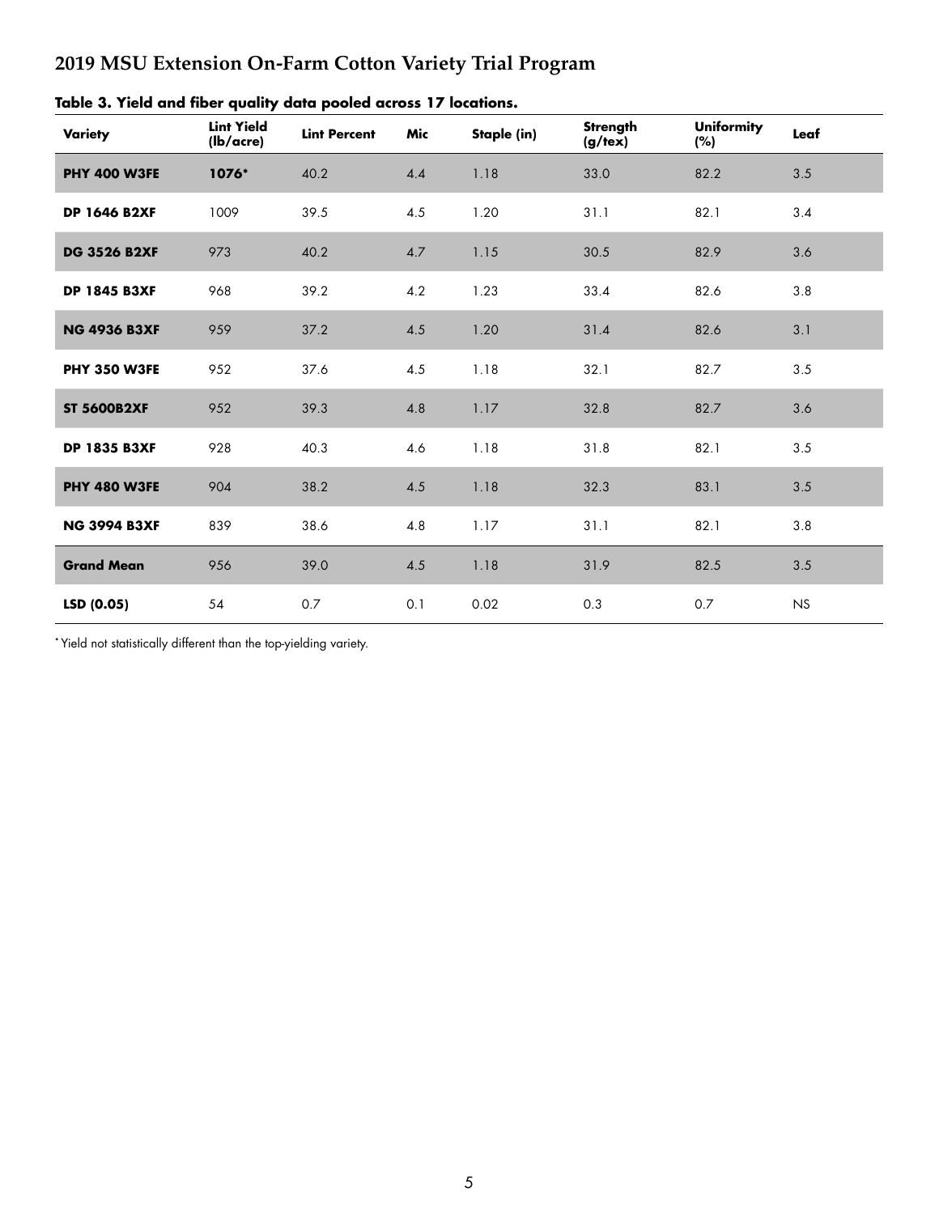# 2019 MSU Extension On-Farm Cotton Variety Trial Program

**Table 3. Yield and fiber quality data pooled across 17 locations.**

| Variety | Lint Yield (lb/acre) | Lint Percent | Mic | Staple (in) | Strength (g/tex) | Uniformity (%) | Leaf |
|---|---|---|---|---|---|---|---|
| **PHY 400 W3FE** | **1076*** | 40.2 | 4.4 | 1.18 | 33.0 | 82.2 | 3.5 |
| **DP 1646 B2XF** | 1009 | 39.5 | 4.5 | 1.20 | 31.1 | 82.1 | 3.4 |
| **DG 3526 B2XF** | 973 | 40.2 | 4.7 | 1.15 | 30.5 | 82.9 | 3.6 |
| **DP 1845 B3XF** | 968 | 39.2 | 4.2 | 1.23 | 33.4 | 82.6 | 3.8 |
| **NG 4936 B3XF** | 959 | 37.2 | 4.5 | 1.20 | 31.4 | 82.6 | 3.1 |
| **PHY 350 W3FE** | 952 | 37.6 | 4.5 | 1.18 | 32.1 | 82.7 | 3.5 |
| **ST 5600B2XF** | 952 | 39.3 | 4.8 | 1.17 | 32.8 | 82.7 | 3.6 |
| **DP 1835 B3XF** | 928 | 40.3 | 4.6 | 1.18 | 31.8 | 82.1 | 3.5 |
| **PHY 480 W3FE** | 904 | 38.2 | 4.5 | 1.18 | 32.3 | 83.1 | 3.5 |
| **NG 3994 B3XF** | 839 | 38.6 | 4.8 | 1.17 | 31.1 | 82.1 | 3.8 |
| **Grand Mean** | 956 | 39.0 | 4.5 | 1.18 | 31.9 | 82.5 | 3.5 |
| **LSD (0.05)** | 54 | 0.7 | 0.1 | 0.02 | 0.3 | 0.7 | NS |

*Yield not statistically different than the top-yielding variety.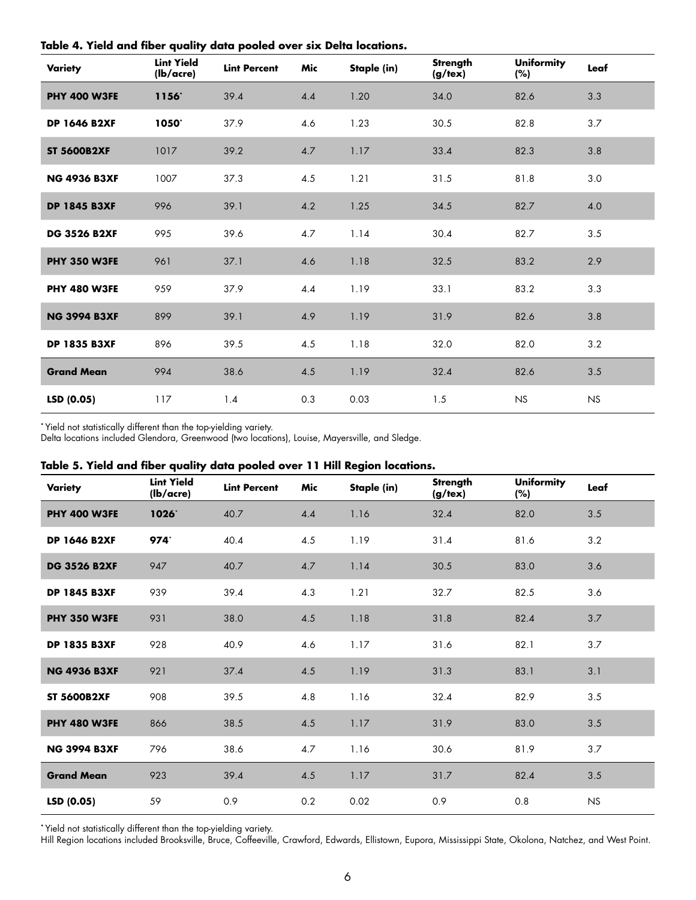**Table 4. Yield and fiber quality data pooled over six Delta locations.**

| Variety | Lint Yield (lb/acre) | Lint Percent | Mic | Staple (in) | Strength (g/tex) | Uniformity (%) | Leaf |
|---|---|---|---|---|---|---|---|
| **PHY 400 W3FE** | **1156*** | 39.4 | 4.4 | 1.20 | 34.0 | 82.6 | 3.3 |
| **DP 1646 B2XF** | **1050*** | 37.9 | 4.6 | 1.23 | 30.5 | 82.8 | 3.7 |
| **ST 5600B2XF** | 1017 | 39.2 | 4.7 | 1.17 | 33.4 | 82.3 | 3.8 |
| **NG 4936 B3XF** | 1007 | 37.3 | 4.5 | 1.21 | 31.5 | 81.8 | 3.0 |
| **DP 1845 B3XF** | 996 | 39.1 | 4.2 | 1.25 | 34.5 | 82.7 | 4.0 |
| **DG 3526 B2XF** | 995 | 39.6 | 4.7 | 1.14 | 30.4 | 82.7 | 3.5 |
| **PHY 350 W3FE** | 961 | 37.1 | 4.6 | 1.18 | 32.5 | 83.2 | 2.9 |
| **PHY 480 W3FE** | 959 | 37.9 | 4.4 | 1.19 | 33.1 | 83.2 | 3.3 |
| **NG 3994 B3XF** | 899 | 39.1 | 4.9 | 1.19 | 31.9 | 82.6 | 3.8 |
| **DP 1835 B3XF** | 896 | 39.5 | 4.5 | 1.18 | 32.0 | 82.0 | 3.2 |
| **Grand Mean** | 994 | 38.6 | 4.5 | 1.19 | 32.4 | 82.6 | 3.5 |
| **LSD (0.05)** | 117 | 1.4 | 0.3 | 0.03 | 1.5 | NS | NS |

* Yield not statistically different than the top-yielding variety.
Delta locations included Glendora, Greenwood (two locations), Louise, Mayersville, and Sledge.

**Table 5. Yield and fiber quality data pooled over 11 Hill Region locations.**

| Variety | Lint Yield (lb/acre) | Lint Percent | Mic | Staple (in) | Strength (g/tex) | Uniformity (%) | Leaf |
|---|---|---|---|---|---|---|---|
| **PHY 400 W3FE** | **1026*** | 40.7 | 4.4 | 1.16 | 32.4 | 82.0 | 3.5 |
| **DP 1646 B2XF** | **974*** | 40.4 | 4.5 | 1.19 | 31.4 | 81.6 | 3.2 |
| **DG 3526 B2XF** | 947 | 40.7 | 4.7 | 1.14 | 30.5 | 83.0 | 3.6 |
| **DP 1845 B3XF** | 939 | 39.4 | 4.3 | 1.21 | 32.7 | 82.5 | 3.6 |
| **PHY 350 W3FE** | 931 | 38.0 | 4.5 | 1.18 | 31.8 | 82.4 | 3.7 |
| **DP 1835 B3XF** | 928 | 40.9 | 4.6 | 1.17 | 31.6 | 82.1 | 3.7 |
| **NG 4936 B3XF** | 921 | 37.4 | 4.5 | 1.19 | 31.3 | 83.1 | 3.1 |
| **ST 5600B2XF** | 908 | 39.5 | 4.8 | 1.16 | 32.4 | 82.9 | 3.5 |
| **PHY 480 W3FE** | 866 | 38.5 | 4.5 | 1.17 | 31.9 | 83.0 | 3.5 |
| **NG 3994 B3XF** | 796 | 38.6 | 4.7 | 1.16 | 30.6 | 81.9 | 3.7 |
| **Grand Mean** | 923 | 39.4 | 4.5 | 1.17 | 31.7 | 82.4 | 3.5 |
| **LSD (0.05)** | 59 | 0.9 | 0.2 | 0.02 | 0.9 | 0.8 | NS |

* Yield not statistically different than the top-yielding variety.
Hill Region locations included Brooksville, Bruce, Coffeeville, Crawford, Edwards, Ellistown, Eupora, Mississippi State, Okolona, Natchez, and West Point.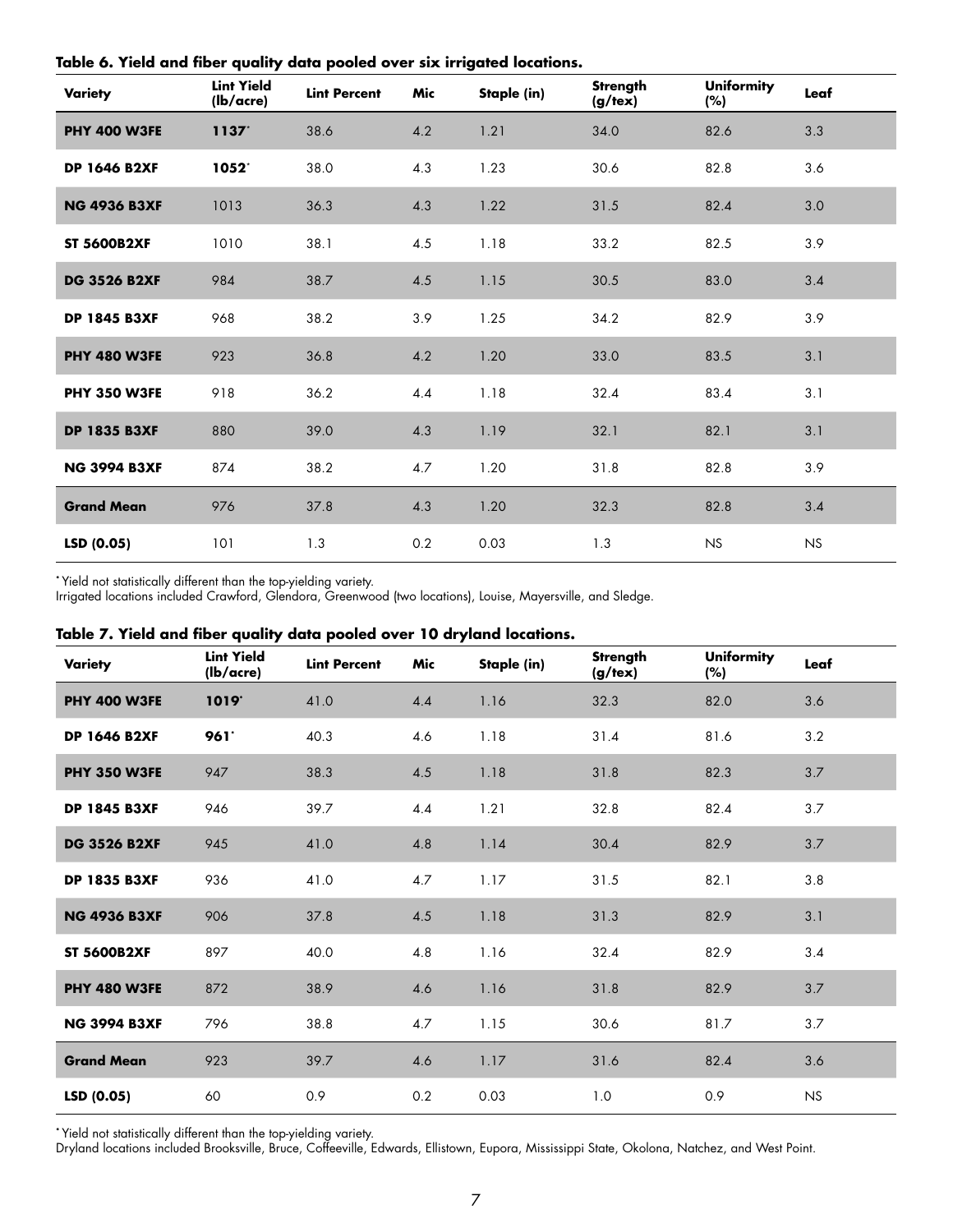**Table 6. Yield and fiber quality data pooled over six irrigated locations.**

| Variety | Lint Yield (lb/acre) | Lint Percent | Mic | Staple (in) | Strength (g/tex) | Uniformity (%) | Leaf |
|---|---|---|---|---|---|---|---|
| **PHY 400 W3FE** | **1137***| 38.6 | 4.2 | 1.21 | 34.0 | 82.6 | 3.3 |
| **DP 1646 B2XF** | **1052*** | 38.0 | 4.3 | 1.23 | 30.6 | 82.8 | 3.6 |
| **NG 4936 B3XF** | 1013 | 36.3 | 4.3 | 1.22 | 31.5 | 82.4 | 3.0 |
| **ST 5600B2XF** | 1010 | 38.1 | 4.5 | 1.18 | 33.2 | 82.5 | 3.9 |
| **DG 3526 B2XF** | 984 | 38.7 | 4.5 | 1.15 | 30.5 | 83.0 | 3.4 |
| **DP 1845 B3XF** | 968 | 38.2 | 3.9 | 1.25 | 34.2 | 82.9 | 3.9 |
| **PHY 480 W3FE** | 923 | 36.8 | 4.2 | 1.20 | 33.0 | 83.5 | 3.1 |
| **PHY 350 W3FE** | 918 | 36.2 | 4.4 | 1.18 | 32.4 | 83.4 | 3.1 |
| **DP 1835 B3XF** | 880 | 39.0 | 4.3 | 1.19 | 32.1 | 82.1 | 3.1 |
| **NG 3994 B3XF** | 874 | 38.2 | 4.7 | 1.20 | 31.8 | 82.8 | 3.9 |
| **Grand Mean** | 976 | 37.8 | 4.3 | 1.20 | 32.3 | 82.8 | 3.4 |
| **LSD (0.05)** | 101 | 1.3 | 0.2 | 0.03 | 1.3 | NS | NS |

* Yield not statistically different than the top-yielding variety.
Irrigated locations included Crawford, Glendora, Greenwood (two locations), Louise, Mayersville, and Sledge.

**Table 7. Yield and fiber quality data pooled over 10 dryland locations.**

| Variety | Lint Yield (lb/acre) | Lint Percent | Mic | Staple (in) | Strength (g/tex) | Uniformity (%) | Leaf |
|---|---|---|---|---|---|---|---|
| **PHY 400 W3FE** | **1019*** | 41.0 | 4.4 | 1.16 | 32.3 | 82.0 | 3.6 |
| **DP 1646 B2XF** | **961*** | 40.3 | 4.6 | 1.18 | 31.4 | 81.6 | 3.2 |
| **PHY 350 W3FE** | 947 | 38.3 | 4.5 | 1.18 | 31.8 | 82.3 | 3.7 |
| **DP 1845 B3XF** | 946 | 39.7 | 4.4 | 1.21 | 32.8 | 82.4 | 3.7 |
| **DG 3526 B2XF** | 945 | 41.0 | 4.8 | 1.14 | 30.4 | 82.9 | 3.7 |
| **DP 1835 B3XF** | 936 | 41.0 | 4.7 | 1.17 | 31.5 | 82.1 | 3.8 |
| **NG 4936 B3XF** | 906 | 37.8 | 4.5 | 1.18 | 31.3 | 82.9 | 3.1 |
| **ST 5600B2XF** | 897 | 40.0 | 4.8 | 1.16 | 32.4 | 82.9 | 3.4 |
| **PHY 480 W3FE** | 872 | 38.9 | 4.6 | 1.16 | 31.8 | 82.9 | 3.7 |
| **NG 3994 B3XF** | 796 | 38.8 | 4.7 | 1.15 | 30.6 | 81.7 | 3.7 |
| **Grand Mean** | 923 | 39.7 | 4.6 | 1.17 | 31.6 | 82.4 | 3.6 |
| **LSD (0.05)** | 60 | 0.9 | 0.2 | 0.03 | 1.0 | 0.9 | NS |

* Yield not statistically different than the top-yielding variety.
Dryland locations included Brooksville, Bruce, Coffeeville, Edwards, Ellistown, Eupora, Mississippi State, Okolona, Natchez, and West Point.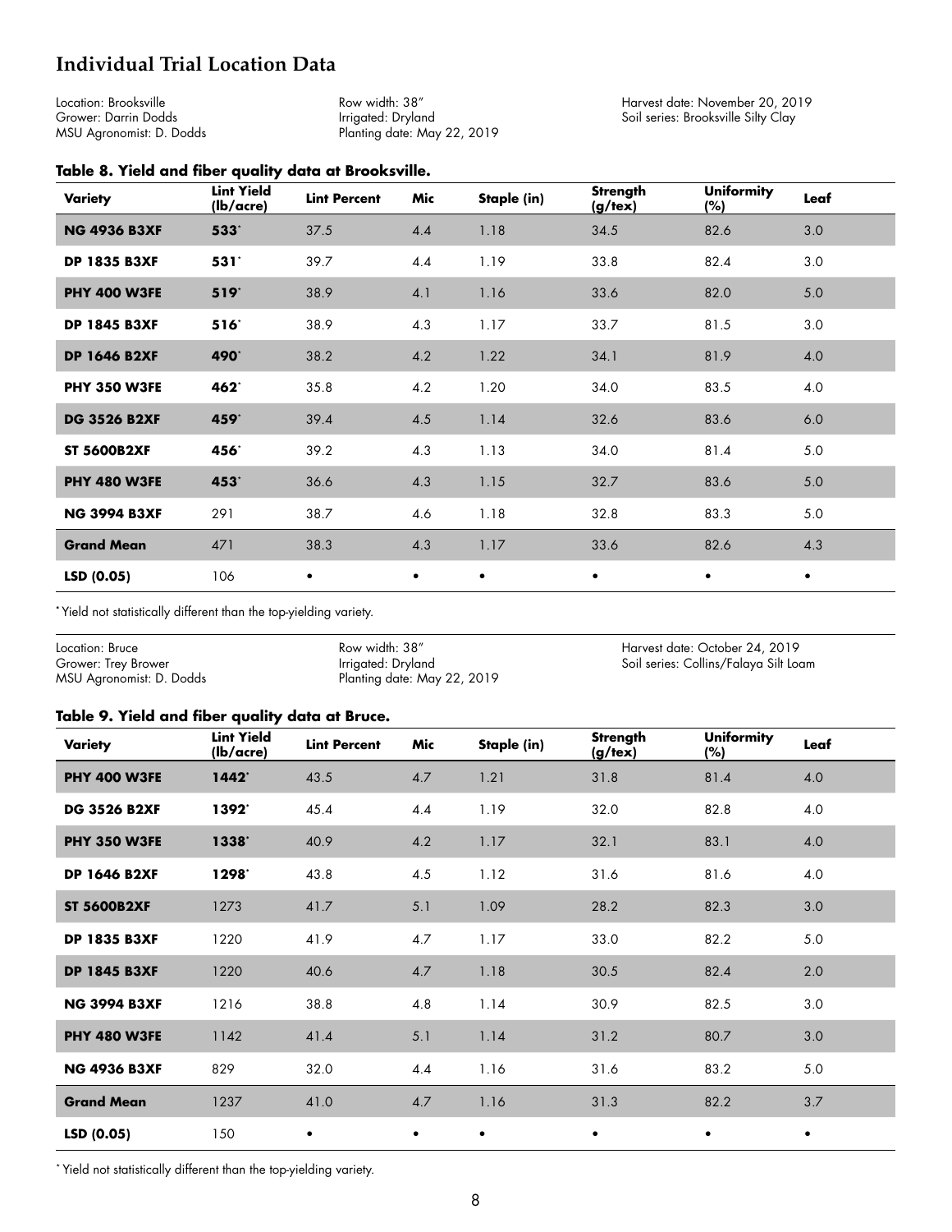# Individual Trial Location Data

Location: Brooksville
Grower: Darrin Dodds
MSU Agronomist: D. Dodds

Row width: 38″
Irrigated: Dryland
Planting date: May 22, 2019

Harvest date: November 20, 2019
Soil series: Brooksville Silty Clay

**Table 8. Yield and fiber quality data at Brooksville.**

| Variety | Lint Yield (lb/acre) | Lint Percent | Mic | Staple (in) | Strength (g/tex) | Uniformity (%) | Leaf |
|---|---|---|---|---|---|---|---|
| **NG 4936 B3XF** | **533*** | 37.5 | 4.4 | 1.18 | 34.5 | 82.6 | 3.0 |
| **DP 1835 B3XF** | **531*** | 39.7 | 4.4 | 1.19 | 33.8 | 82.4 | 3.0 |
| **PHY 400 W3FE** | **519*** | 38.9 | 4.1 | 1.16 | 33.6 | 82.0 | 5.0 |
| **DP 1845 B3XF** | **516*** | 38.9 | 4.3 | 1.17 | 33.7 | 81.5 | 3.0 |
| **DP 1646 B2XF** | **490*** | 38.2 | 4.2 | 1.22 | 34.1 | 81.9 | 4.0 |
| **PHY 350 W3FE** | **462*** | 35.8 | 4.2 | 1.20 | 34.0 | 83.5 | 4.0 |
| **DG 3526 B2XF** | **459*** | 39.4 | 4.5 | 1.14 | 32.6 | 83.6 | 6.0 |
| **ST 5600B2XF** | **456*** | 39.2 | 4.3 | 1.13 | 34.0 | 81.4 | 5.0 |
| **PHY 480 W3FE** | **453*** | 36.6 | 4.3 | 1.15 | 32.7 | 83.6 | 5.0 |
| **NG 3994 B3XF** | 291 | 38.7 | 4.6 | 1.18 | 32.8 | 83.3 | 5.0 |
| **Grand Mean** | 471 | 38.3 | 4.3 | 1.17 | 33.6 | 82.6 | 4.3 |
| **LSD (0.05)** | 106 | • | • | • | • | • | • |

*Yield not statistically different than the top-yielding variety.

Location: Bruce
Grower: Trey Brower
MSU Agronomist: D. Dodds

Row width: 38″
Irrigated: Dryland
Planting date: May 22, 2019

Harvest date: October 24, 2019
Soil series: Collins/Falaya Silt Loam

**Table 9. Yield and fiber quality data at Bruce.**

| Variety | Lint Yield (lb/acre) | Lint Percent | Mic | Staple (in) | Strength (g/tex) | Uniformity (%) | Leaf |
|---|---|---|---|---|---|---|---|
| **PHY 400 W3FE** | **1442*** | 43.5 | 4.7 | 1.21 | 31.8 | 81.4 | 4.0 |
| **DG 3526 B2XF** | **1392*** | 45.4 | 4.4 | 1.19 | 32.0 | 82.8 | 4.0 |
| **PHY 350 W3FE** | **1338*** | 40.9 | 4.2 | 1.17 | 32.1 | 83.1 | 4.0 |
| **DP 1646 B2XF** | **1298*** | 43.8 | 4.5 | 1.12 | 31.6 | 81.6 | 4.0 |
| **ST 5600B2XF** | 1273 | 41.7 | 5.1 | 1.09 | 28.2 | 82.3 | 3.0 |
| **DP 1835 B3XF** | 1220 | 41.9 | 4.7 | 1.17 | 33.0 | 82.2 | 5.0 |
| **DP 1845 B3XF** | 1220 | 40.6 | 4.7 | 1.18 | 30.5 | 82.4 | 2.0 |
| **NG 3994 B3XF** | 1216 | 38.8 | 4.8 | 1.14 | 30.9 | 82.5 | 3.0 |
| **PHY 480 W3FE** | 1142 | 41.4 | 5.1 | 1.14 | 31.2 | 80.7 | 3.0 |
| **NG 4936 B3XF** | 829 | 32.0 | 4.4 | 1.16 | 31.6 | 83.2 | 5.0 |
| **Grand Mean** | 1237 | 41.0 | 4.7 | 1.16 | 31.3 | 82.2 | 3.7 |
| **LSD (0.05)** | 150 | • | • | • | • | • | • |

*Yield not statistically different than the top-yielding variety.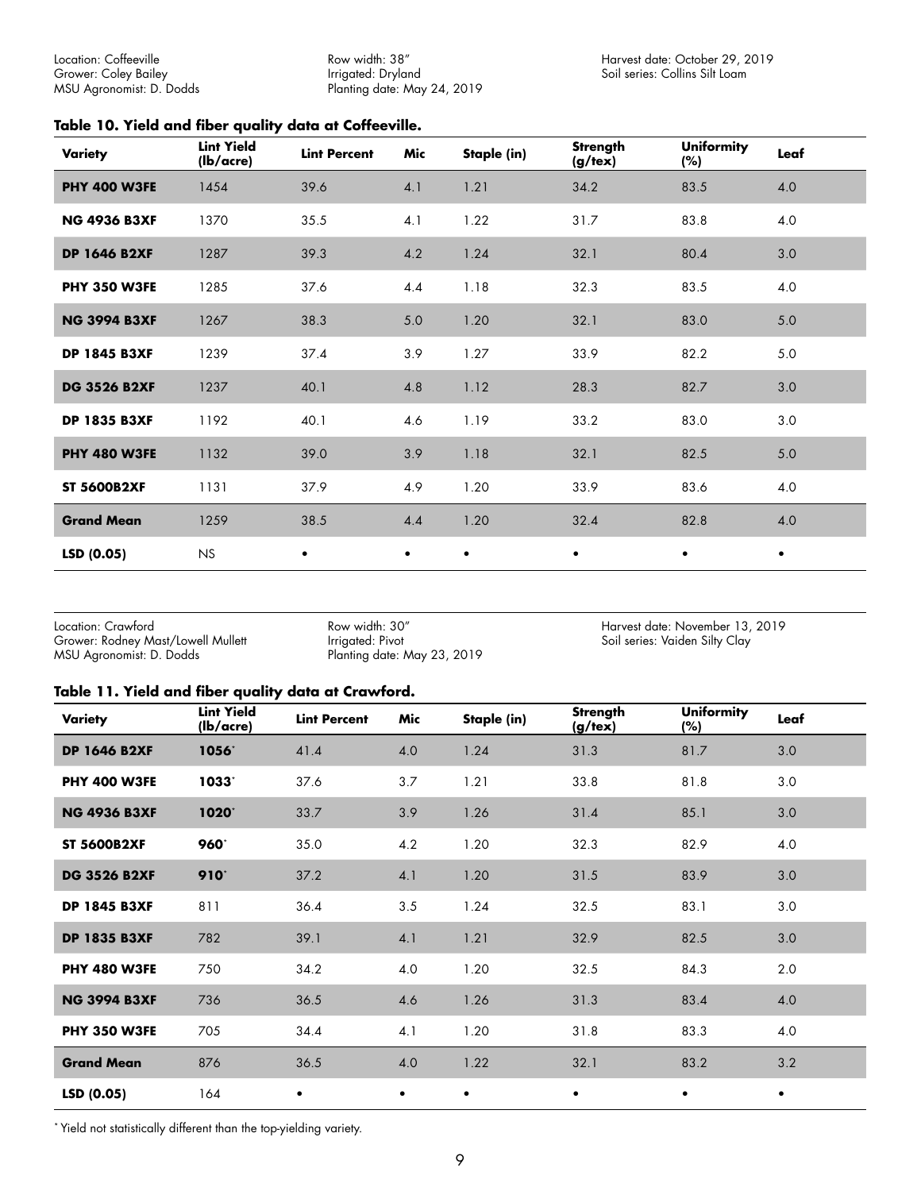Location: Coffeeville
Grower: Coley Bailey
MSU Agronomist: D. Dodds

Row width: 38″
Irrigated: Dryland
Planting date: May 24, 2019

Harvest date: October 29, 2019
Soil series: Collins Silt Loam

**Table 10. Yield and fiber quality data at Coffeeville.**

| Variety | Lint Yield (lb/acre) | Lint Percent | Mic | Staple (in) | Strength (g/tex) | Uniformity (%) | Leaf |
|---|---|---|---|---|---|---|---|
| **PHY 400 W3FE** | 1454 | 39.6 | 4.1 | 1.21 | 34.2 | 83.5 | 4.0 |
| **NG 4936 B3XF** | 1370 | 35.5 | 4.1 | 1.22 | 31.7 | 83.8 | 4.0 |
| **DP 1646 B2XF** | 1287 | 39.3 | 4.2 | 1.24 | 32.1 | 80.4 | 3.0 |
| **PHY 350 W3FE** | 1285 | 37.6 | 4.4 | 1.18 | 32.3 | 83.5 | 4.0 |
| **NG 3994 B3XF** | 1267 | 38.3 | 5.0 | 1.20 | 32.1 | 83.0 | 5.0 |
| **DP 1845 B3XF** | 1239 | 37.4 | 3.9 | 1.27 | 33.9 | 82.2 | 5.0 |
| **DG 3526 B2XF** | 1237 | 40.1 | 4.8 | 1.12 | 28.3 | 82.7 | 3.0 |
| **DP 1835 B3XF** | 1192 | 40.1 | 4.6 | 1.19 | 33.2 | 83.0 | 3.0 |
| **PHY 480 W3FE** | 1132 | 39.0 | 3.9 | 1.18 | 32.1 | 82.5 | 5.0 |
| **ST 5600B2XF** | 1131 | 37.9 | 4.9 | 1.20 | 33.9 | 83.6 | 4.0 |
| **Grand Mean** | 1259 | 38.5 | 4.4 | 1.20 | 32.4 | 82.8 | 4.0 |
| **LSD (0.05)** | NS | • | • | • | • | • | • |

Location: Crawford
Grower: Rodney Mast/Lowell Mullett
MSU Agronomist: D. Dodds

Row width: 30″
Irrigated: Pivot
Planting date: May 23, 2019

Harvest date: November 13, 2019
Soil series: Vaiden Silty Clay

**Table 11. Yield and fiber quality data at Crawford.**

| Variety | Lint Yield (lb/acre) | Lint Percent | Mic | Staple (in) | Strength (g/tex) | Uniformity (%) | Leaf |
|---|---|---|---|---|---|---|---|
| **DP 1646 B2XF** | **1056***| 41.4 | 4.0 | 1.24 | 31.3 | 81.7 | 3.0 |
| **PHY 400 W3FE** | **1033*** | 37.6 | 3.7 | 1.21 | 33.8 | 81.8 | 3.0 |
| **NG 4936 B3XF** | **1020*** | 33.7 | 3.9 | 1.26 | 31.4 | 85.1 | 3.0 |
| **ST 5600B2XF** | **960*** | 35.0 | 4.2 | 1.20 | 32.3 | 82.9 | 4.0 |
| **DG 3526 B2XF** | **910*** | 37.2 | 4.1 | 1.20 | 31.5 | 83.9 | 3.0 |
| **DP 1845 B3XF** | 811 | 36.4 | 3.5 | 1.24 | 32.5 | 83.1 | 3.0 |
| **DP 1835 B3XF** | 782 | 39.1 | 4.1 | 1.21 | 32.9 | 82.5 | 3.0 |
| **PHY 480 W3FE** | 750 | 34.2 | 4.0 | 1.20 | 32.5 | 84.3 | 2.0 |
| **NG 3994 B3XF** | 736 | 36.5 | 4.6 | 1.26 | 31.3 | 83.4 | 4.0 |
| **PHY 350 W3FE** | 705 | 34.4 | 4.1 | 1.20 | 31.8 | 83.3 | 4.0 |
| **Grand Mean** | 876 | 36.5 | 4.0 | 1.22 | 32.1 | 83.2 | 3.2 |
| **LSD (0.05)** | 164 | • | • | • | • | • | • |

* Yield not statistically different than the top-yielding variety.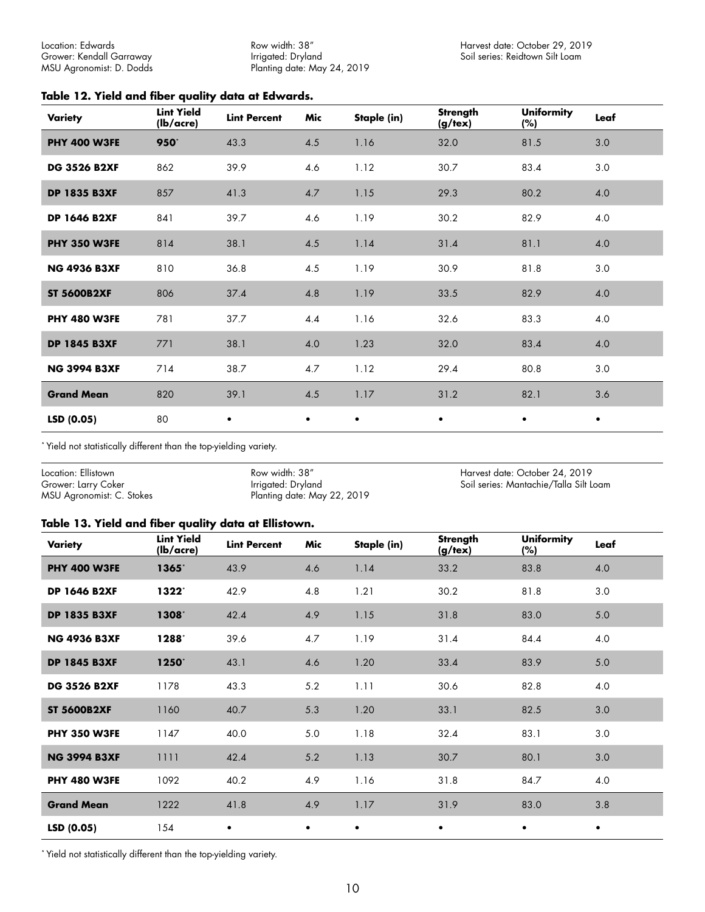Location: Edwards
Grower: Kendall Garraway
MSU Agronomist: D. Dodds

Row width: 38″
Irrigated: Dryland
Planting date: May 24, 2019

Harvest date: October 29, 2019
Soil series: Reidtown Silt Loam

### Table 12. Yield and fiber quality data at Edwards.

| Variety | Lint Yield (lb/acre) | Lint Percent | Mic | Staple (in) | Strength (g/tex) | Uniformity (%) | Leaf |
|---|---|---|---|---|---|---|---|
| **PHY 400 W3FE** | **950*** | 43.3 | 4.5 | 1.16 | 32.0 | 81.5 | 3.0 |
| **DG 3526 B2XF** | 862 | 39.9 | 4.6 | 1.12 | 30.7 | 83.4 | 3.0 |
| **DP 1835 B3XF** | 857 | 41.3 | 4.7 | 1.15 | 29.3 | 80.2 | 4.0 |
| **DP 1646 B2XF** | 841 | 39.7 | 4.6 | 1.19 | 30.2 | 82.9 | 4.0 |
| **PHY 350 W3FE** | 814 | 38.1 | 4.5 | 1.14 | 31.4 | 81.1 | 4.0 |
| **NG 4936 B3XF** | 810 | 36.8 | 4.5 | 1.19 | 30.9 | 81.8 | 3.0 |
| **ST 5600B2XF** | 806 | 37.4 | 4.8 | 1.19 | 33.5 | 82.9 | 4.0 |
| **PHY 480 W3FE** | 781 | 37.7 | 4.4 | 1.16 | 32.6 | 83.3 | 4.0 |
| **DP 1845 B3XF** | 771 | 38.1 | 4.0 | 1.23 | 32.0 | 83.4 | 4.0 |
| **NG 3994 B3XF** | 714 | 38.7 | 4.7 | 1.12 | 29.4 | 80.8 | 3.0 |
| **Grand Mean** | 820 | 39.1 | 4.5 | 1.17 | 31.2 | 82.1 | 3.6 |
| **LSD (0.05)** | 80 | • | • | • | • | • | • |

* Yield not statistically different than the top-yielding variety.

Location: Ellistown
Grower: Larry Coker
MSU Agronomist: C. Stokes

Row width: 38″
Irrigated: Dryland
Planting date: May 22, 2019

Harvest date: October 24, 2019
Soil series: Mantachie/Talla Silt Loam

### Table 13. Yield and fiber quality data at Ellistown.

| Variety | Lint Yield (lb/acre) | Lint Percent | Mic | Staple (in) | Strength (g/tex) | Uniformity (%) | Leaf |
|---|---|---|---|---|---|---|---|
| **PHY 400 W3FE** | **1365*** | 43.9 | 4.6 | 1.14 | 33.2 | 83.8 | 4.0 |
| **DP 1646 B2XF** | **1322*** | 42.9 | 4.8 | 1.21 | 30.2 | 81.8 | 3.0 |
| **DP 1835 B3XF** | **1308*** | 42.4 | 4.9 | 1.15 | 31.8 | 83.0 | 5.0 |
| **NG 4936 B3XF** | **1288*** | 39.6 | 4.7 | 1.19 | 31.4 | 84.4 | 4.0 |
| **DP 1845 B3XF** | **1250*** | 43.1 | 4.6 | 1.20 | 33.4 | 83.9 | 5.0 |
| **DG 3526 B2XF** | 1178 | 43.3 | 5.2 | 1.11 | 30.6 | 82.8 | 4.0 |
| **ST 5600B2XF** | 1160 | 40.7 | 5.3 | 1.20 | 33.1 | 82.5 | 3.0 |
| **PHY 350 W3FE** | 1147 | 40.0 | 5.0 | 1.18 | 32.4 | 83.1 | 3.0 |
| **NG 3994 B3XF** | 1111 | 42.4 | 5.2 | 1.13 | 30.7 | 80.1 | 3.0 |
| **PHY 480 W3FE** | 1092 | 40.2 | 4.9 | 1.16 | 31.8 | 84.7 | 4.0 |
| **Grand Mean** | 1222 | 41.8 | 4.9 | 1.17 | 31.9 | 83.0 | 3.8 |
| **LSD (0.05)** | 154 | • | • | • | • | • | • |

* Yield not statistically different than the top-yielding variety.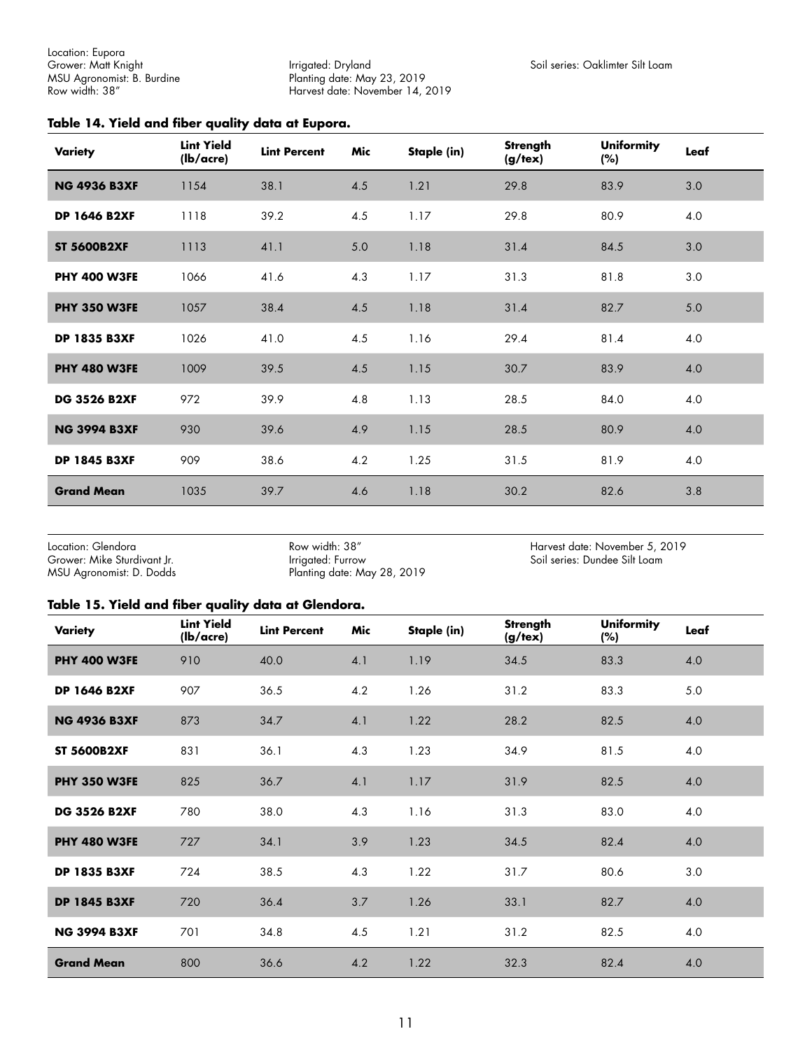Location: Eupora
Grower: Matt Knight
MSU Agronomist: B. Burdine
Row width: 38″

Irrigated: Dryland
Planting date: May 23, 2019
Harvest date: November 14, 2019

Soil series: Oaklimter Silt Loam

### Table 14. Yield and fiber quality data at Eupora.

| Variety | Lint Yield (lb/acre) | Lint Percent | Mic | Staple (in) | Strength (g/tex) | Uniformity (%) | Leaf |
|---|---|---|---|---|---|---|---|
| **NG 4936 B3XF** | 1154 | 38.1 | 4.5 | 1.21 | 29.8 | 83.9 | 3.0 |
| **DP 1646 B2XF** | 1118 | 39.2 | 4.5 | 1.17 | 29.8 | 80.9 | 4.0 |
| **ST 5600B2XF** | 1113 | 41.1 | 5.0 | 1.18 | 31.4 | 84.5 | 3.0 |
| **PHY 400 W3FE** | 1066 | 41.6 | 4.3 | 1.17 | 31.3 | 81.8 | 3.0 |
| **PHY 350 W3FE** | 1057 | 38.4 | 4.5 | 1.18 | 31.4 | 82.7 | 5.0 |
| **DP 1835 B3XF** | 1026 | 41.0 | 4.5 | 1.16 | 29.4 | 81.4 | 4.0 |
| **PHY 480 W3FE** | 1009 | 39.5 | 4.5 | 1.15 | 30.7 | 83.9 | 4.0 |
| **DG 3526 B2XF** | 972 | 39.9 | 4.8 | 1.13 | 28.5 | 84.0 | 4.0 |
| **NG 3994 B3XF** | 930 | 39.6 | 4.9 | 1.15 | 28.5 | 80.9 | 4.0 |
| **DP 1845 B3XF** | 909 | 38.6 | 4.2 | 1.25 | 31.5 | 81.9 | 4.0 |
| **Grand Mean** | 1035 | 39.7 | 4.6 | 1.18 | 30.2 | 82.6 | 3.8 |

Location: Glendora
Grower: Mike Sturdivant Jr.
MSU Agronomist: D. Dodds

Row width: 38″
Irrigated: Furrow
Planting date: May 28, 2019

Harvest date: November 5, 2019
Soil series: Dundee Silt Loam

### Table 15. Yield and fiber quality data at Glendora.

| Variety | Lint Yield (lb/acre) | Lint Percent | Mic | Staple (in) | Strength (g/tex) | Uniformity (%) | Leaf |
|---|---|---|---|---|---|---|---|
| **PHY 400 W3FE** | 910 | 40.0 | 4.1 | 1.19 | 34.5 | 83.3 | 4.0 |
| **DP 1646 B2XF** | 907 | 36.5 | 4.2 | 1.26 | 31.2 | 83.3 | 5.0 |
| **NG 4936 B3XF** | 873 | 34.7 | 4.1 | 1.22 | 28.2 | 82.5 | 4.0 |
| **ST 5600B2XF** | 831 | 36.1 | 4.3 | 1.23 | 34.9 | 81.5 | 4.0 |
| **PHY 350 W3FE** | 825 | 36.7 | 4.1 | 1.17 | 31.9 | 82.5 | 4.0 |
| **DG 3526 B2XF** | 780 | 38.0 | 4.3 | 1.16 | 31.3 | 83.0 | 4.0 |
| **PHY 480 W3FE** | 727 | 34.1 | 3.9 | 1.23 | 34.5 | 82.4 | 4.0 |
| **DP 1835 B3XF** | 724 | 38.5 | 4.3 | 1.22 | 31.7 | 80.6 | 3.0 |
| **DP 1845 B3XF** | 720 | 36.4 | 3.7 | 1.26 | 33.1 | 82.7 | 4.0 |
| **NG 3994 B3XF** | 701 | 34.8 | 4.5 | 1.21 | 31.2 | 82.5 | 4.0 |
| **Grand Mean** | 800 | 36.6 | 4.2 | 1.22 | 32.3 | 82.4 | 4.0 |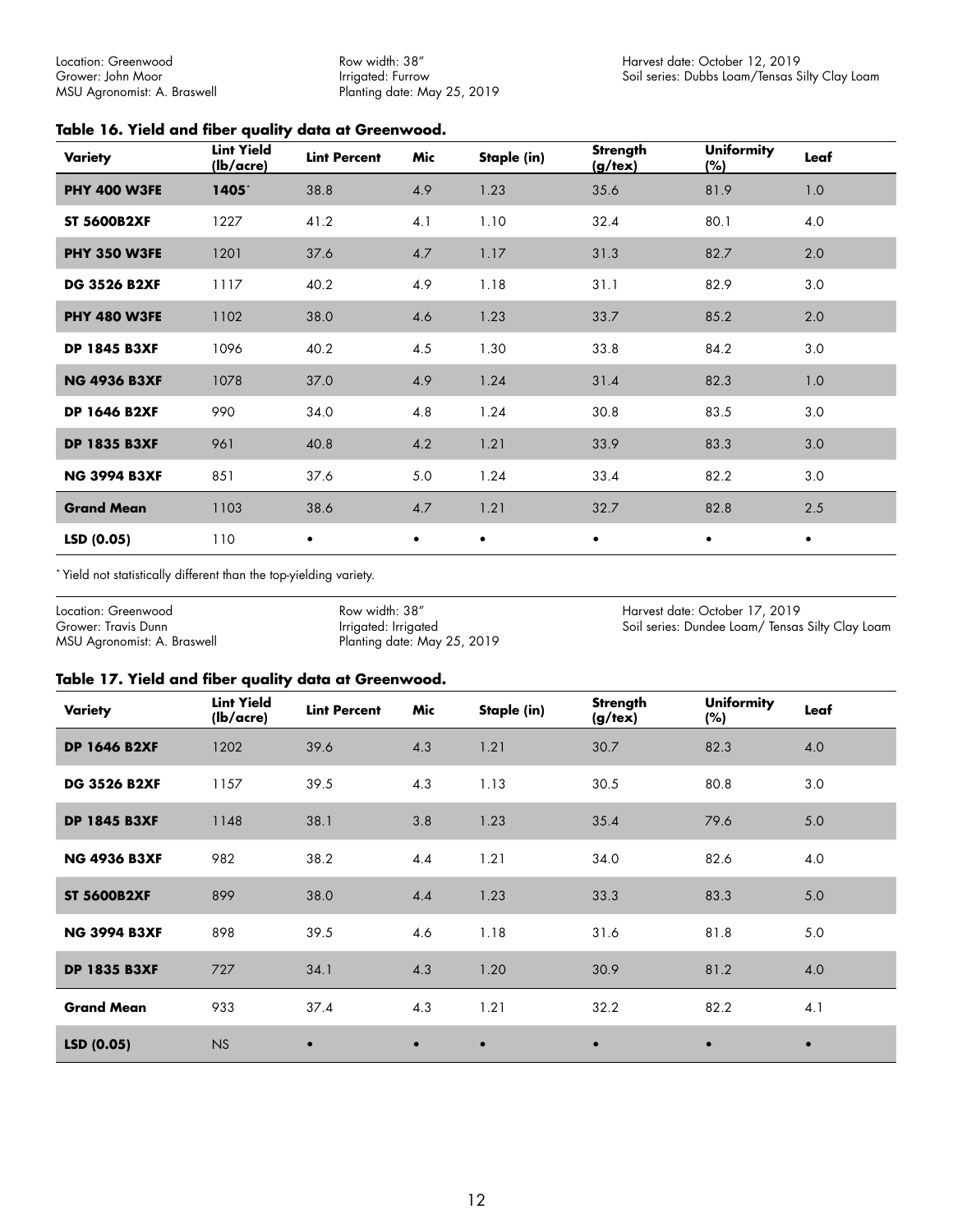Location: Greenwood
Grower: John Moor
MSU Agronomist: A. Braswell

Row width: 38″
Irrigated: Furrow
Planting date: May 25, 2019

Harvest date: October 12, 2019
Soil series: Dubbs Loam/Tensas Silty Clay Loam

### Table 16. Yield and fiber quality data at Greenwood.

| Variety | Lint Yield (lb/acre) | Lint Percent | Mic | Staple (in) | Strength (g/tex) | Uniformity (%) | Leaf |
|---|---|---|---|---|---|---|---|
| **PHY 400 W3FE** | **1405***| 38.8 | 4.9 | 1.23 | 35.6 | 81.9 | 1.0 |
| **ST 5600B2XF** | 1227 | 41.2 | 4.1 | 1.10 | 32.4 | 80.1 | 4.0 |
| **PHY 350 W3FE** | 1201 | 37.6 | 4.7 | 1.17 | 31.3 | 82.7 | 2.0 |
| **DG 3526 B2XF** | 1117 | 40.2 | 4.9 | 1.18 | 31.1 | 82.9 | 3.0 |
| **PHY 480 W3FE** | 1102 | 38.0 | 4.6 | 1.23 | 33.7 | 85.2 | 2.0 |
| **DP 1845 B3XF** | 1096 | 40.2 | 4.5 | 1.30 | 33.8 | 84.2 | 3.0 |
| **NG 4936 B3XF** | 1078 | 37.0 | 4.9 | 1.24 | 31.4 | 82.3 | 1.0 |
| **DP 1646 B2XF** | 990 | 34.0 | 4.8 | 1.24 | 30.8 | 83.5 | 3.0 |
| **DP 1835 B3XF** | 961 | 40.8 | 4.2 | 1.21 | 33.9 | 83.3 | 3.0 |
| **NG 3994 B3XF** | 851 | 37.6 | 5.0 | 1.24 | 33.4 | 82.2 | 3.0 |
| **Grand Mean** | 1103 | 38.6 | 4.7 | 1.21 | 32.7 | 82.8 | 2.5 |
| **LSD (0.05)** | 110 | • | • | • | • | • | • |

* Yield not statistically different than the top-yielding variety.

Location: Greenwood
Grower: Travis Dunn
MSU Agronomist: A. Braswell

Row width: 38″
Irrigated: Irrigated
Planting date: May 25, 2019

Harvest date: October 17, 2019
Soil series: Dundee Loam/ Tensas Silty Clay Loam

### Table 17. Yield and fiber quality data at Greenwood.

| Variety | Lint Yield (lb/acre) | Lint Percent | Mic | Staple (in) | Strength (g/tex) | Uniformity (%) | Leaf |
|---|---|---|---|---|---|---|---|
| **DP 1646 B2XF** | 1202 | 39.6 | 4.3 | 1.21 | 30.7 | 82.3 | 4.0 |
| **DG 3526 B2XF** | 1157 | 39.5 | 4.3 | 1.13 | 30.5 | 80.8 | 3.0 |
| **DP 1845 B3XF** | 1148 | 38.1 | 3.8 | 1.23 | 35.4 | 79.6 | 5.0 |
| **NG 4936 B3XF** | 982 | 38.2 | 4.4 | 1.21 | 34.0 | 82.6 | 4.0 |
| **ST 5600B2XF** | 899 | 38.0 | 4.4 | 1.23 | 33.3 | 83.3 | 5.0 |
| **NG 3994 B3XF** | 898 | 39.5 | 4.6 | 1.18 | 31.6 | 81.8 | 5.0 |
| **DP 1835 B3XF** | 727 | 34.1 | 4.3 | 1.20 | 30.9 | 81.2 | 4.0 |
| **Grand Mean** | 933 | 37.4 | 4.3 | 1.21 | 32.2 | 82.2 | 4.1 |
| **LSD (0.05)** | NS | • | • | • | • | • | • |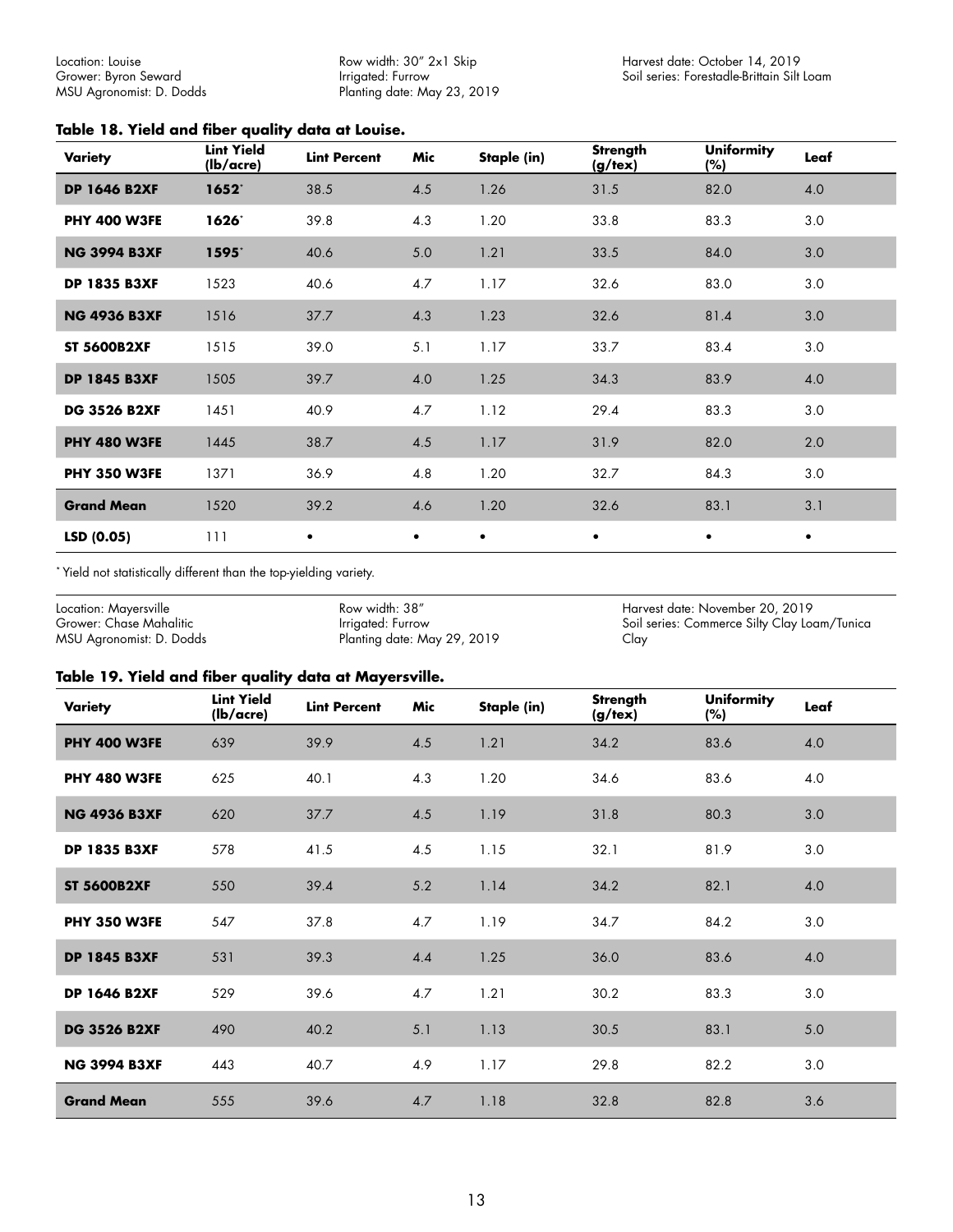Location: Louise
Grower: Byron Seward
MSU Agronomist: D. Dodds

Row width: 30″ 2x1 Skip
Irrigated: Furrow
Planting date: May 23, 2019

Harvest date: October 14, 2019
Soil series: Forestadle-Brittain Silt Loam

**Table 18. Yield and fiber quality data at Louise.**

| Variety | Lint Yield (lb/acre) | Lint Percent | Mic | Staple (in) | Strength (g/tex) | Uniformity (%) | Leaf |
|---|---|---|---|---|---|---|---|
| **DP 1646 B2XF** | **1652***| 38.5 | 4.5 | 1.26 | 31.5 | 82.0 | 4.0 |
| **PHY 400 W3FE** | **1626*** | 39.8 | 4.3 | 1.20 | 33.8 | 83.3 | 3.0 |
| **NG 3994 B3XF** | **1595*** | 40.6 | 5.0 | 1.21 | 33.5 | 84.0 | 3.0 |
| **DP 1835 B3XF** | 1523 | 40.6 | 4.7 | 1.17 | 32.6 | 83.0 | 3.0 |
| **NG 4936 B3XF** | 1516 | 37.7 | 4.3 | 1.23 | 32.6 | 81.4 | 3.0 |
| **ST 5600B2XF** | 1515 | 39.0 | 5.1 | 1.17 | 33.7 | 83.4 | 3.0 |
| **DP 1845 B3XF** | 1505 | 39.7 | 4.0 | 1.25 | 34.3 | 83.9 | 4.0 |
| **DG 3526 B2XF** | 1451 | 40.9 | 4.7 | 1.12 | 29.4 | 83.3 | 3.0 |
| **PHY 480 W3FE** | 1445 | 38.7 | 4.5 | 1.17 | 31.9 | 82.0 | 2.0 |
| **PHY 350 W3FE** | 1371 | 36.9 | 4.8 | 1.20 | 32.7 | 84.3 | 3.0 |
| **Grand Mean** | 1520 | 39.2 | 4.6 | 1.20 | 32.6 | 83.1 | 3.1 |
| **LSD (0.05)** | 111 | • | • | • | • | • | • |

* Yield not statistically different than the top-yielding variety.

Location: Mayersville
Grower: Chase Mahalitic
MSU Agronomist: D. Dodds

Row width: 38″
Irrigated: Furrow
Planting date: May 29, 2019

Harvest date: November 20, 2019
Soil series: Commerce Silty Clay Loam/Tunica Clay

**Table 19. Yield and fiber quality data at Mayersville.**

| Variety | Lint Yield (lb/acre) | Lint Percent | Mic | Staple (in) | Strength (g/tex) | Uniformity (%) | Leaf |
|---|---|---|---|---|---|---|---|
| **PHY 400 W3FE** | 639 | 39.9 | 4.5 | 1.21 | 34.2 | 83.6 | 4.0 |
| **PHY 480 W3FE** | 625 | 40.1 | 4.3 | 1.20 | 34.6 | 83.6 | 4.0 |
| **NG 4936 B3XF** | 620 | 37.7 | 4.5 | 1.19 | 31.8 | 80.3 | 3.0 |
| **DP 1835 B3XF** | 578 | 41.5 | 4.5 | 1.15 | 32.1 | 81.9 | 3.0 |
| **ST 5600B2XF** | 550 | 39.4 | 5.2 | 1.14 | 34.2 | 82.1 | 4.0 |
| **PHY 350 W3FE** | 547 | 37.8 | 4.7 | 1.19 | 34.7 | 84.2 | 3.0 |
| **DP 1845 B3XF** | 531 | 39.3 | 4.4 | 1.25 | 36.0 | 83.6 | 4.0 |
| **DP 1646 B2XF** | 529 | 39.6 | 4.7 | 1.21 | 30.2 | 83.3 | 3.0 |
| **DG 3526 B2XF** | 490 | 40.2 | 5.1 | 1.13 | 30.5 | 83.1 | 5.0 |
| **NG 3994 B3XF** | 443 | 40.7 | 4.9 | 1.17 | 29.8 | 82.2 | 3.0 |
| **Grand Mean** | 555 | 39.6 | 4.7 | 1.18 | 32.8 | 82.8 | 3.6 |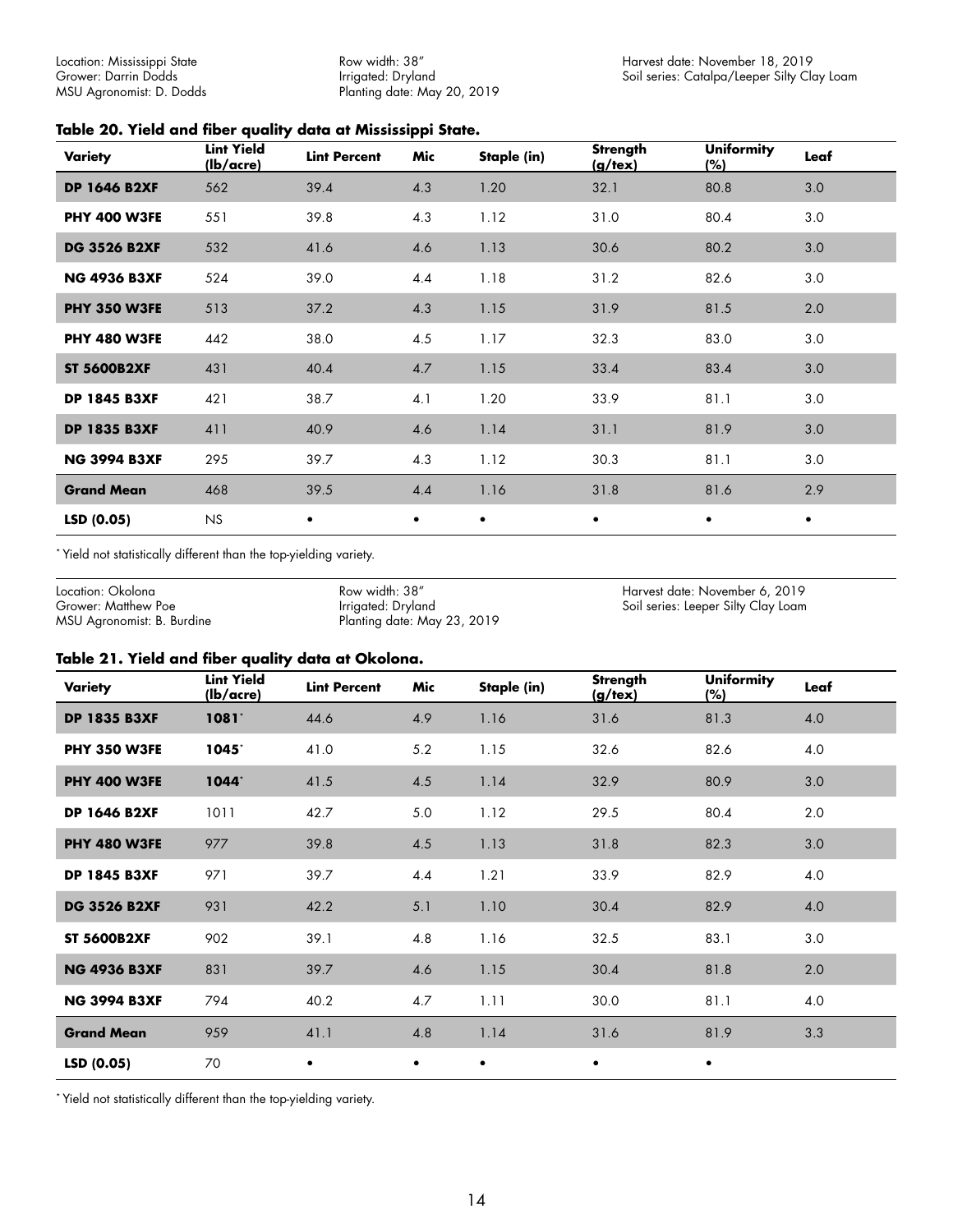Location: Mississippi State
Grower: Darrin Dodds
MSU Agronomist: D. Dodds

Row width: 38″
Irrigated: Dryland
Planting date: May 20, 2019

Harvest date: November 18, 2019
Soil series: Catalpa/Leeper Silty Clay Loam

### Table 20. Yield and fiber quality data at Mississippi State.

| Variety | Lint Yield (lb/acre) | Lint Percent | Mic | Staple (in) | Strength (g/tex) | Uniformity (%) | Leaf |
|---|---|---|---|---|---|---|---|
| **DP 1646 B2XF** | 562 | 39.4 | 4.3 | 1.20 | 32.1 | 80.8 | 3.0 |
| **PHY 400 W3FE** | 551 | 39.8 | 4.3 | 1.12 | 31.0 | 80.4 | 3.0 |
| **DG 3526 B2XF** | 532 | 41.6 | 4.6 | 1.13 | 30.6 | 80.2 | 3.0 |
| **NG 4936 B3XF** | 524 | 39.0 | 4.4 | 1.18 | 31.2 | 82.6 | 3.0 |
| **PHY 350 W3FE** | 513 | 37.2 | 4.3 | 1.15 | 31.9 | 81.5 | 2.0 |
| **PHY 480 W3FE** | 442 | 38.0 | 4.5 | 1.17 | 32.3 | 83.0 | 3.0 |
| **ST 5600B2XF** | 431 | 40.4 | 4.7 | 1.15 | 33.4 | 83.4 | 3.0 |
| **DP 1845 B3XF** | 421 | 38.7 | 4.1 | 1.20 | 33.9 | 81.1 | 3.0 |
| **DP 1835 B3XF** | 411 | 40.9 | 4.6 | 1.14 | 31.1 | 81.9 | 3.0 |
| **NG 3994 B3XF** | 295 | 39.7 | 4.3 | 1.12 | 30.3 | 81.1 | 3.0 |
| **Grand Mean** | 468 | 39.5 | 4.4 | 1.16 | 31.8 | 81.6 | 2.9 |
| **LSD (0.05)** | NS | • | • | • | • | • | • |

\* Yield not statistically different than the top-yielding variety.

Location: Okolona
Grower: Matthew Poe
MSU Agronomist: B. Burdine

Row width: 38″
Irrigated: Dryland
Planting date: May 23, 2019

Harvest date: November 6, 2019
Soil series: Leeper Silty Clay Loam

### Table 21. Yield and fiber quality data at Okolona.

| Variety | Lint Yield (lb/acre) | Lint Percent | Mic | Staple (in) | Strength (g/tex) | Uniformity (%) | Leaf |
|---|---|---|---|---|---|---|---|
| **DP 1835 B3XF** | **1081*** | 44.6 | 4.9 | 1.16 | 31.6 | 81.3 | 4.0 |
| **PHY 350 W3FE** | **1045*** | 41.0 | 5.2 | 1.15 | 32.6 | 82.6 | 4.0 |
| **PHY 400 W3FE** | **1044*** | 41.5 | 4.5 | 1.14 | 32.9 | 80.9 | 3.0 |
| **DP 1646 B2XF** | 1011 | 42.7 | 5.0 | 1.12 | 29.5 | 80.4 | 2.0 |
| **PHY 480 W3FE** | 977 | 39.8 | 4.5 | 1.13 | 31.8 | 82.3 | 3.0 |
| **DP 1845 B3XF** | 971 | 39.7 | 4.4 | 1.21 | 33.9 | 82.9 | 4.0 |
| **DG 3526 B2XF** | 931 | 42.2 | 5.1 | 1.10 | 30.4 | 82.9 | 4.0 |
| **ST 5600B2XF** | 902 | 39.1 | 4.8 | 1.16 | 32.5 | 83.1 | 3.0 |
| **NG 4936 B3XF** | 831 | 39.7 | 4.6 | 1.15 | 30.4 | 81.8 | 2.0 |
| **NG 3994 B3XF** | 794 | 40.2 | 4.7 | 1.11 | 30.0 | 81.1 | 4.0 |
| **Grand Mean** | 959 | 41.1 | 4.8 | 1.14 | 31.6 | 81.9 | 3.3 |
| **LSD (0.05)** | 70 | • | • | • | • | • | |

\* Yield not statistically different than the top-yielding variety.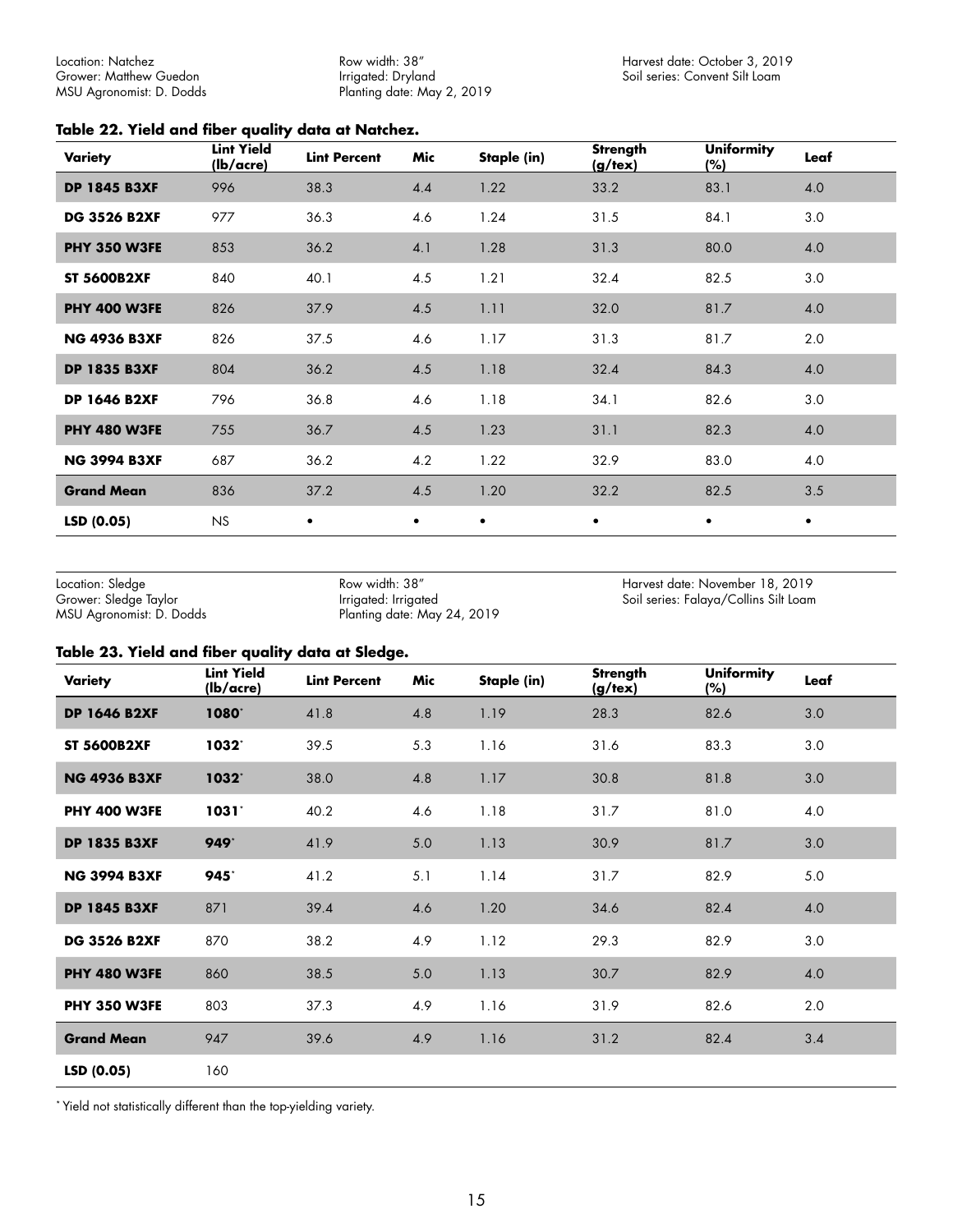Location: Natchez
Grower: Matthew Guedon
MSU Agronomist: D. Dodds

Row width: 38″
Irrigated: Dryland
Planting date: May 2, 2019

Harvest date: October 3, 2019
Soil series: Convent Silt Loam

**Table 22. Yield and fiber quality data at Natchez.**

| Variety | Lint Yield (lb/acre) | Lint Percent | Mic | Staple (in) | Strength (g/tex) | Uniformity (%) | Leaf |
|---|---|---|---|---|---|---|---|
| **DP 1845 B3XF** | 996 | 38.3 | 4.4 | 1.22 | 33.2 | 83.1 | 4.0 |
| **DG 3526 B2XF** | 977 | 36.3 | 4.6 | 1.24 | 31.5 | 84.1 | 3.0 |
| **PHY 350 W3FE** | 853 | 36.2 | 4.1 | 1.28 | 31.3 | 80.0 | 4.0 |
| **ST 5600B2XF** | 840 | 40.1 | 4.5 | 1.21 | 32.4 | 82.5 | 3.0 |
| **PHY 400 W3FE** | 826 | 37.9 | 4.5 | 1.11 | 32.0 | 81.7 | 4.0 |
| **NG 4936 B3XF** | 826 | 37.5 | 4.6 | 1.17 | 31.3 | 81.7 | 2.0 |
| **DP 1835 B3XF** | 804 | 36.2 | 4.5 | 1.18 | 32.4 | 84.3 | 4.0 |
| **DP 1646 B2XF** | 796 | 36.8 | 4.6 | 1.18 | 34.1 | 82.6 | 3.0 |
| **PHY 480 W3FE** | 755 | 36.7 | 4.5 | 1.23 | 31.1 | 82.3 | 4.0 |
| **NG 3994 B3XF** | 687 | 36.2 | 4.2 | 1.22 | 32.9 | 83.0 | 4.0 |
| **Grand Mean** | 836 | 37.2 | 4.5 | 1.20 | 32.2 | 82.5 | 3.5 |
| **LSD (0.05)** | NS | • | • | • | • | • | • |

Location: Sledge
Grower: Sledge Taylor
MSU Agronomist: D. Dodds

Row width: 38″
Irrigated: Irrigated
Planting date: May 24, 2019

Harvest date: November 18, 2019
Soil series: Falaya/Collins Silt Loam

**Table 23. Yield and fiber quality data at Sledge.**

| Variety | Lint Yield (lb/acre) | Lint Percent | Mic | Staple (in) | Strength (g/tex) | Uniformity (%) | Leaf |
|---|---|---|---|---|---|---|---|
| **DP 1646 B2XF** | **1080*** | 41.8 | 4.8 | 1.19 | 28.3 | 82.6 | 3.0 |
| **ST 5600B2XF** | **1032*** | 39.5 | 5.3 | 1.16 | 31.6 | 83.3 | 3.0 |
| **NG 4936 B3XF** | **1032*** | 38.0 | 4.8 | 1.17 | 30.8 | 81.8 | 3.0 |
| **PHY 400 W3FE** | **1031*** | 40.2 | 4.6 | 1.18 | 31.7 | 81.0 | 4.0 |
| **DP 1835 B3XF** | **949*** | 41.9 | 5.0 | 1.13 | 30.9 | 81.7 | 3.0 |
| **NG 3994 B3XF** | **945*** | 41.2 | 5.1 | 1.14 | 31.7 | 82.9 | 5.0 |
| **DP 1845 B3XF** | 871 | 39.4 | 4.6 | 1.20 | 34.6 | 82.4 | 4.0 |
| **DG 3526 B2XF** | 870 | 38.2 | 4.9 | 1.12 | 29.3 | 82.9 | 3.0 |
| **PHY 480 W3FE** | 860 | 38.5 | 5.0 | 1.13 | 30.7 | 82.9 | 4.0 |
| **PHY 350 W3FE** | 803 | 37.3 | 4.9 | 1.16 | 31.9 | 82.6 | 2.0 |
| **Grand Mean** | 947 | 39.6 | 4.9 | 1.16 | 31.2 | 82.4 | 3.4 |
| **LSD (0.05)** | 160 | | | | | | |

* Yield not statistically different than the top-yielding variety.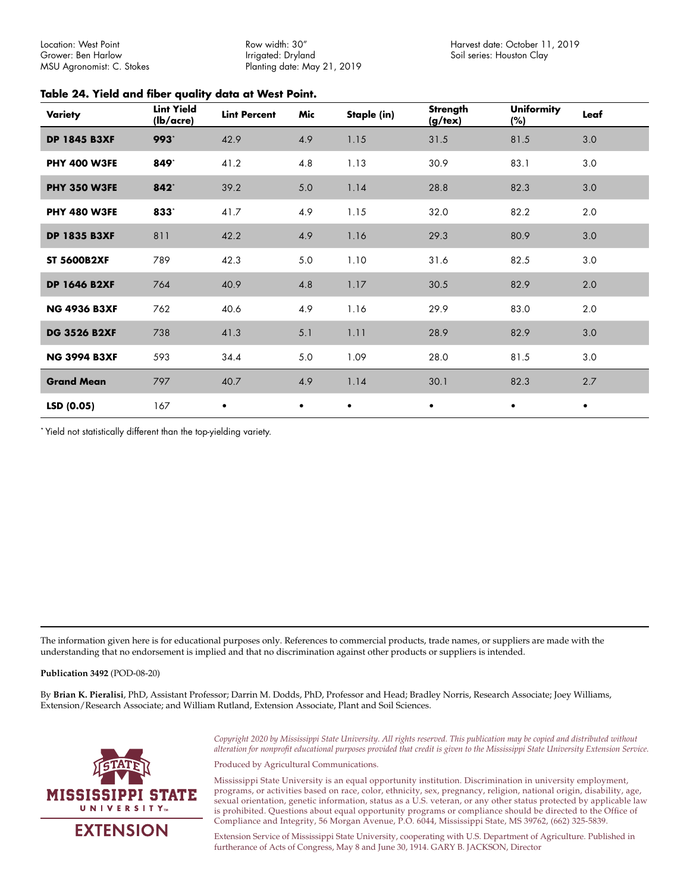Location: West Point
Grower: Ben Harlow
MSU Agronomist: C. Stokes

Row width: 30"
Irrigated: Dryland
Planting date: May 21, 2019

Harvest date: October 11, 2019
Soil series: Houston Clay

**Table 24. Yield and fiber quality data at West Point.**

| Variety | Lint Yield (lb/acre) | Lint Percent | Mic | Staple (in) | Strength (g/tex) | Uniformity (%) | Leaf |
|---|---|---|---|---|---|---|---|
| **DP 1845 B3XF** | **993***  | 42.9 | 4.9 | 1.15 | 31.5 | 81.5 | 3.0 |
| **PHY 400 W3FE** | **849*** | 41.2 | 4.8 | 1.13 | 30.9 | 83.1 | 3.0 |
| **PHY 350 W3FE** | **842*** | 39.2 | 5.0 | 1.14 | 28.8 | 82.3 | 3.0 |
| **PHY 480 W3FE** | **833*** | 41.7 | 4.9 | 1.15 | 32.0 | 82.2 | 2.0 |
| **DP 1835 B3XF** | 811 | 42.2 | 4.9 | 1.16 | 29.3 | 80.9 | 3.0 |
| **ST 5600B2XF** | 789 | 42.3 | 5.0 | 1.10 | 31.6 | 82.5 | 3.0 |
| **DP 1646 B2XF** | 764 | 40.9 | 4.8 | 1.17 | 30.5 | 82.9 | 2.0 |
| **NG 4936 B3XF** | 762 | 40.6 | 4.9 | 1.16 | 29.9 | 83.0 | 2.0 |
| **DG 3526 B2XF** | 738 | 41.3 | 5.1 | 1.11 | 28.9 | 82.9 | 3.0 |
| **NG 3994 B3XF** | 593 | 34.4 | 5.0 | 1.09 | 28.0 | 81.5 | 3.0 |
| **Grand Mean** | 797 | 40.7 | 4.9 | 1.14 | 30.1 | 82.3 | 2.7 |
| **LSD (0.05)** | 167 | • | • | • | • | • | • |

* Yield not statistically different than the top-yielding variety.

The information given here is for educational purposes only. References to commercial products, trade names, or suppliers are made with the understanding that no endorsement is implied and that no discrimination against other products or suppliers is intended.

**Publication 3492** (POD-08-20)

By **Brian K. Pieralisi**, PhD, Assistant Professor; Darrin M. Dodds, PhD, Professor and Head; Bradley Norris, Research Associate; Joey Williams, Extension/Research Associate; and William Rutland, Extension Associate, Plant and Soil Sciences.

MISSISSIPPI STATE UNIVERSITY™
EXTENSION

*Copyright 2020 by Mississippi State University. All rights reserved. This publication may be copied and distributed without alteration for nonprofit educational purposes provided that credit is given to the Mississippi State University Extension Service.*

Produced by Agricultural Communications.

Mississippi State University is an equal opportunity institution. Discrimination in university employment, programs, or activities based on race, color, ethnicity, sex, pregnancy, religion, national origin, disability, age, sexual orientation, genetic information, status as a U.S. veteran, or any other status protected by applicable law is prohibited. Questions about equal opportunity programs or compliance should be directed to the Office of Compliance and Integrity, 56 Morgan Avenue, P.O. 6044, Mississippi State, MS 39762, (662) 325-5839.

Extension Service of Mississippi State University, cooperating with U.S. Department of Agriculture. Published in furtherance of Acts of Congress, May 8 and June 30, 1914. GARY B. JACKSON, Director